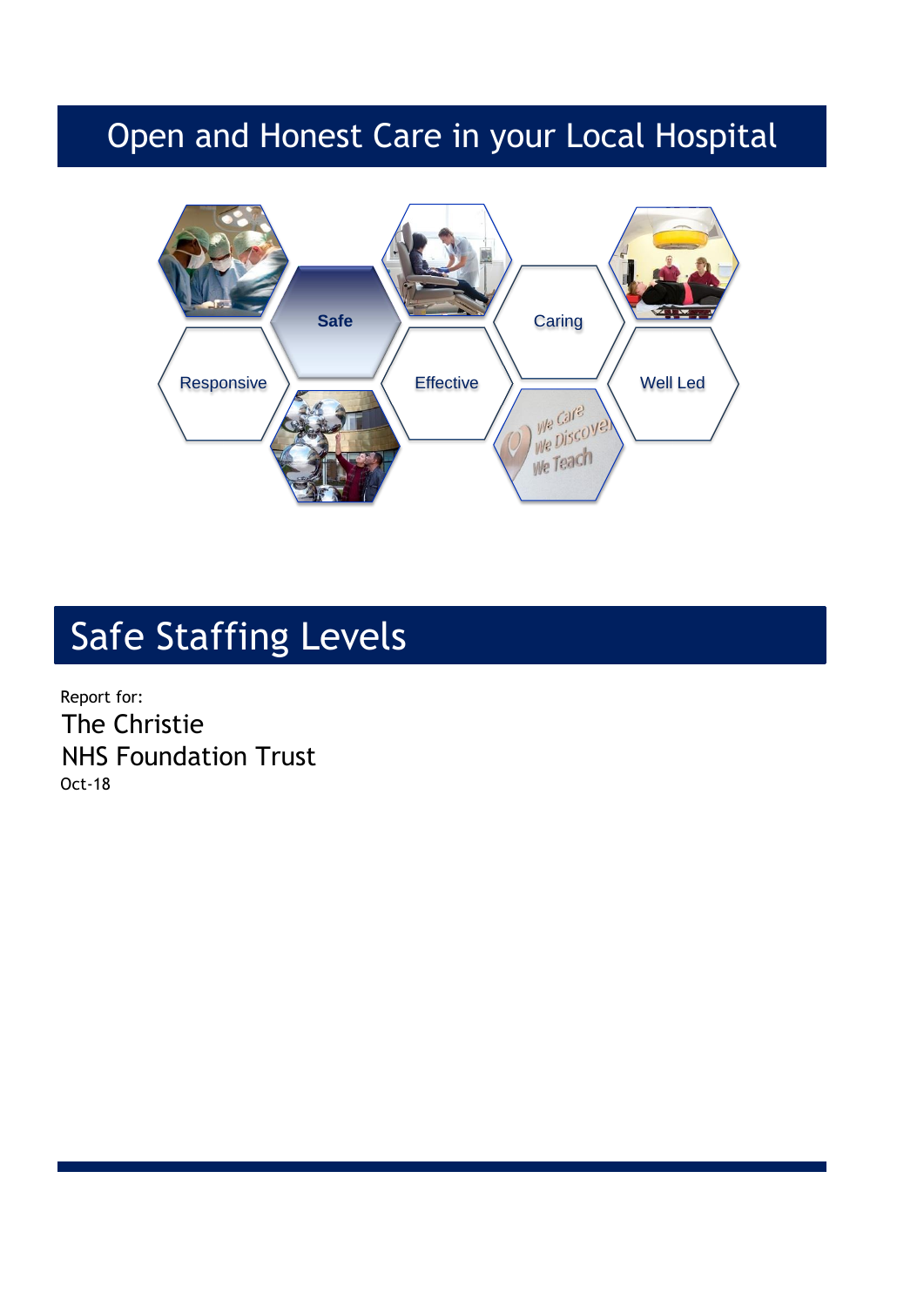# Open and Honest Care in your Local Hospital

Safe

Caring

Responsive

Effective

Well Led

# Safe Staffing Levels

Report for:

The Christie
NHS Foundation Trust

Oct-18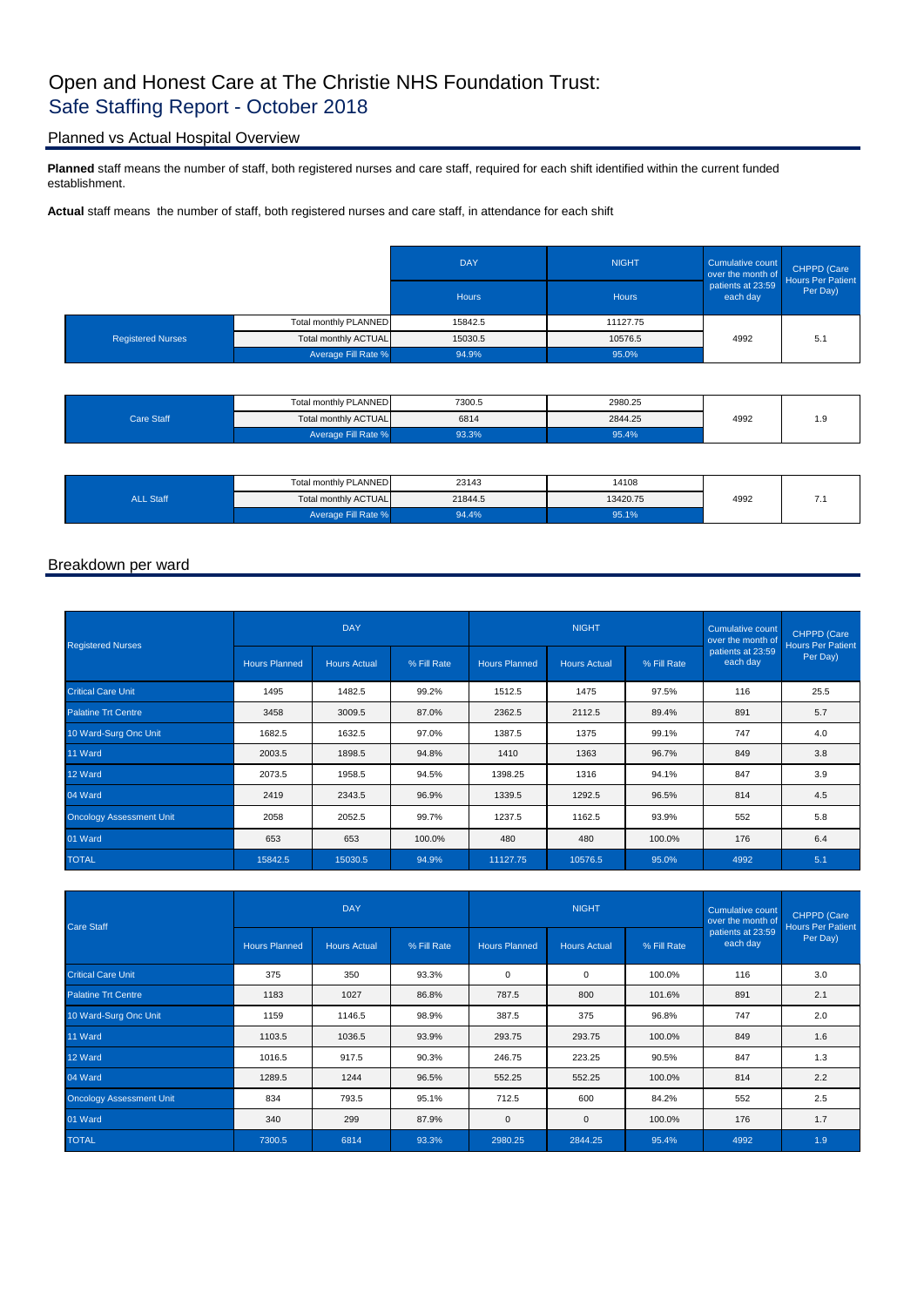# Open and Honest Care at The Christie NHS Foundation Trust:
## Safe Staffing Report - October 2018

### Planned vs Actual Hospital Overview

**Planned** staff means the number of staff, both registered nurses and care staff, required for each shift identified within the current funded establishment.

**Actual** staff means the number of staff, both registered nurses and care staff, in attendance for each shift

| | | DAY | NIGHT | Cumulative count over the month of patients at 23:59 each day | CHPPD (Care Hours Per Patient Per Day) |
|---|---|---|---|---|---|
| | | Hours | Hours | | |
| Registered Nurses | Total monthly PLANNED | 15842.5 | 11127.75 | 4992 | 5.1 |
| | Total monthly ACTUAL | 15030.5 | 10576.5 | | |
| | Average Fill Rate % | 94.9% | 95.0% | | |
| Care Staff | Total monthly PLANNED | 7300.5 | 2980.25 | 4992 | 1.9 |
| | Total monthly ACTUAL | 6814 | 2844.25 | | |
| | Average Fill Rate % | 93.3% | 95.4% | | |
| ALL Staff | Total monthly PLANNED | 23143 | 14108 | 4992 | 7.1 |
| | Total monthly ACTUAL | 21844.5 | 13420.75 | | |
| | Average Fill Rate % | 94.4% | 95.1% | | |

### Breakdown per ward

| Registered Nurses | DAY | | | NIGHT | | | Cumulative count over the month of patients at 23:59 each day | CHPPD (Care Hours Per Patient Per Day) |
|---|---|---|---|---|---|---|---|---|
| | Hours Planned | Hours Actual | % Fill Rate | Hours Planned | Hours Actual | % Fill Rate | | |
| Critical Care Unit | 1495 | 1482.5 | 99.2% | 1512.5 | 1475 | 97.5% | 116 | 25.5 |
| Palatine Trt Centre | 3458 | 3009.5 | 87.0% | 2362.5 | 2112.5 | 89.4% | 891 | 5.7 |
| 10 Ward-Surg Onc Unit | 1682.5 | 1632.5 | 97.0% | 1387.5 | 1375 | 99.1% | 747 | 4.0 |
| 11 Ward | 2003.5 | 1898.5 | 94.8% | 1410 | 1363 | 96.7% | 849 | 3.8 |
| 12 Ward | 2073.5 | 1958.5 | 94.5% | 1398.25 | 1316 | 94.1% | 847 | 3.9 |
| 04 Ward | 2419 | 2343.5 | 96.9% | 1339.5 | 1292.5 | 96.5% | 814 | 4.5 |
| Oncology Assessment Unit | 2058 | 2052.5 | 99.7% | 1237.5 | 1162.5 | 93.9% | 552 | 5.8 |
| 01 Ward | 653 | 653 | 100.0% | 480 | 480 | 100.0% | 176 | 6.4 |
| TOTAL | 15842.5 | 15030.5 | 94.9% | 11127.75 | 10576.5 | 95.0% | 4992 | 5.1 |

| Care Staff | DAY | | | NIGHT | | | Cumulative count over the month of patients at 23:59 each day | CHPPD (Care Hours Per Patient Per Day) |
|---|---|---|---|---|---|---|---|---|
| | Hours Planned | Hours Actual | % Fill Rate | Hours Planned | Hours Actual | % Fill Rate | | |
| Critical Care Unit | 375 | 350 | 93.3% | 0 | 0 | 100.0% | 116 | 3.0 |
| Palatine Trt Centre | 1183 | 1027 | 86.8% | 787.5 | 800 | 101.6% | 891 | 2.1 |
| 10 Ward-Surg Onc Unit | 1159 | 1146.5 | 98.9% | 387.5 | 375 | 96.8% | 747 | 2.0 |
| 11 Ward | 1103.5 | 1036.5 | 93.9% | 293.75 | 293.75 | 100.0% | 849 | 1.6 |
| 12 Ward | 1016.5 | 917.5 | 90.3% | 246.75 | 223.25 | 90.5% | 847 | 1.3 |
| 04 Ward | 1289.5 | 1244 | 96.5% | 552.25 | 552.25 | 100.0% | 814 | 2.2 |
| Oncology Assessment Unit | 834 | 793.5 | 95.1% | 712.5 | 600 | 84.2% | 552 | 2.5 |
| 01 Ward | 340 | 299 | 87.9% | 0 | 0 | 100.0% | 176 | 1.7 |
| TOTAL | 7300.5 | 6814 | 93.3% | 2980.25 | 2844.25 | 95.4% | 4992 | 1.9 |